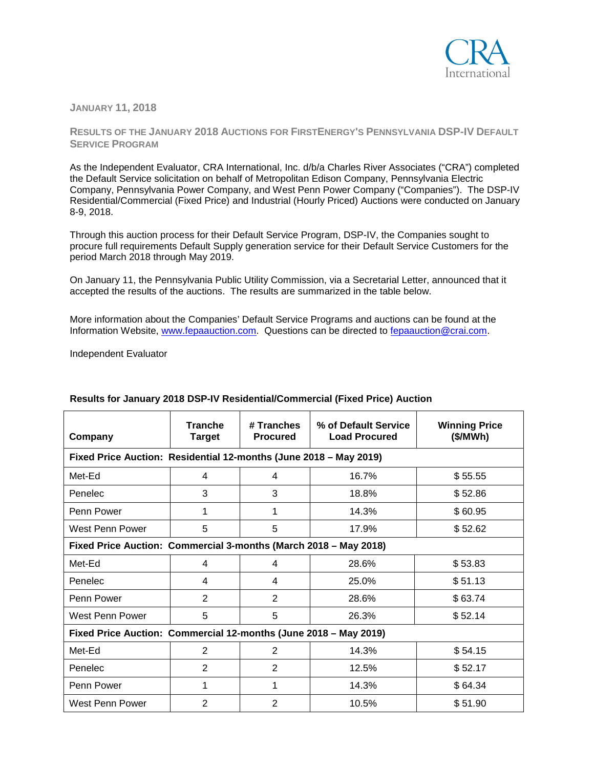January 11, 2018

## Results of the January 2018 Auctions for FirstEnergy's Pennsylvania DSP-IV Default Service Program

As the Independent Evaluator, CRA International, Inc. d/b/a Charles River Associates ("CRA") completed the Default Service solicitation on behalf of Metropolitan Edison Company, Pennsylvania Electric Company, Pennsylvania Power Company, and West Penn Power Company ("Companies"). The DSP-IV Residential/Commercial (Fixed Price) and Industrial (Hourly Priced) Auctions were conducted on January 8-9, 2018.

Through this auction process for their Default Service Program, DSP-IV, the Companies sought to procure full requirements Default Supply generation service for their Default Service Customers for the period March 2018 through May 2019.

On January 11, the Pennsylvania Public Utility Commission, via a Secretarial Letter, announced that it accepted the results of the auctions. The results are summarized in the table below.

More information about the Companies' Default Service Programs and auctions can be found at the Information Website, www.fepaauction.com. Questions can be directed to fepaauction@crai.com.

Independent Evaluator

**Results for January 2018 DSP-IV Residential/Commercial (Fixed Price) Auction**

| Company | Tranche Target | # Tranches Procured | % of Default Service Load Procured | Winning Price ($/MWh) |
|---|---|---|---|---|
| **Fixed Price Auction: Residential 12-months (June 2018 – May 2019)** | | | | |
| Met-Ed | 4 | 4 | 16.7% | $ 55.55 |
| Penelec | 3 | 3 | 18.8% | $ 52.86 |
| Penn Power | 1 | 1 | 14.3% | $ 60.95 |
| West Penn Power | 5 | 5 | 17.9% | $ 52.62 |
| **Fixed Price Auction: Commercial 3-months (March 2018 – May 2018)** | | | | |
| Met-Ed | 4 | 4 | 28.6% | $ 53.83 |
| Penelec | 4 | 4 | 25.0% | $ 51.13 |
| Penn Power | 2 | 2 | 28.6% | $ 63.74 |
| West Penn Power | 5 | 5 | 26.3% | $ 52.14 |
| **Fixed Price Auction: Commercial 12-months (June 2018 – May 2019)** | | | | |
| Met-Ed | 2 | 2 | 14.3% | $ 54.15 |
| Penelec | 2 | 2 | 12.5% | $ 52.17 |
| Penn Power | 1 | 1 | 14.3% | $ 64.34 |
| West Penn Power | 2 | 2 | 10.5% | $ 51.90 |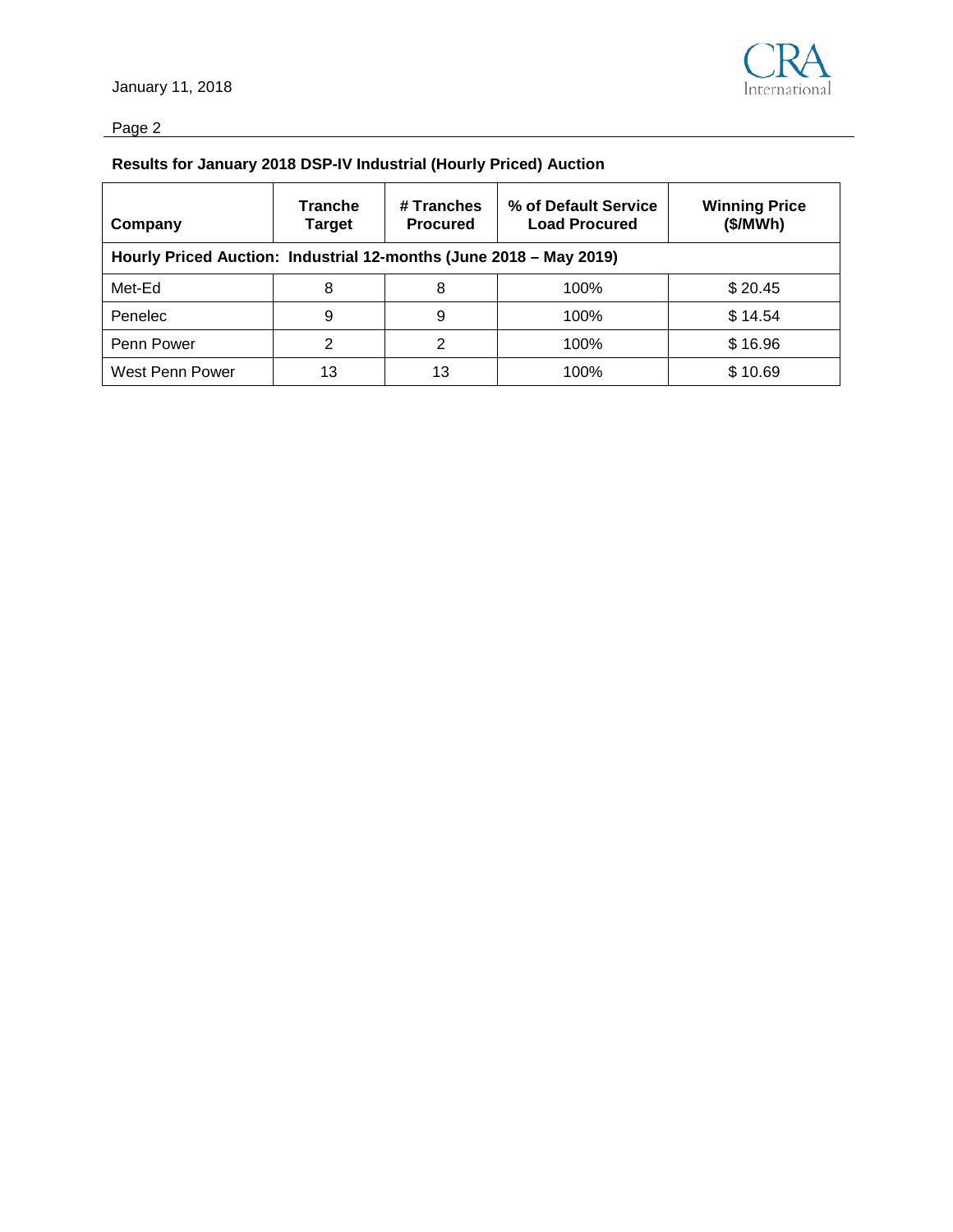**Results for January 2018 DSP-IV Industrial (Hourly Priced) Auction**

| Company | Tranche Target | # Tranches Procured | % of Default Service Load Procured | Winning Price ($/MWh) |
| --- | --- | --- | --- | --- |
| **Hourly Priced Auction: Industrial 12-months (June 2018 – May 2019)** | | | | |
| Met-Ed | 8 | 8 | 100% | $ 20.45 |
| Penelec | 9 | 9 | 100% | $ 14.54 |
| Penn Power | 2 | 2 | 100% | $ 16.96 |
| West Penn Power | 13 | 13 | 100% | $ 10.69 |